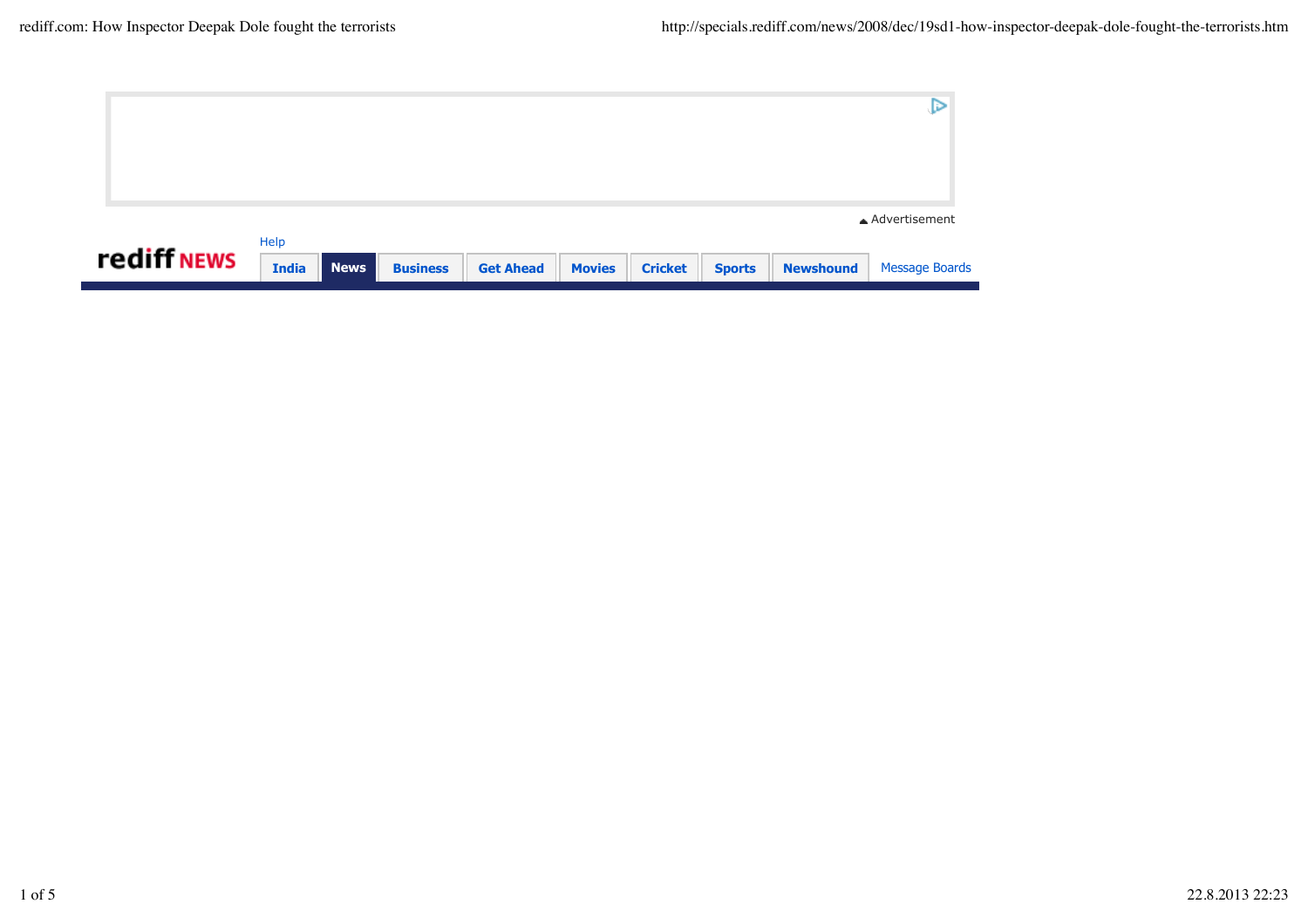Advertisement

rediff NEWS

Help

India | News | Business | Get Ahead | Movies | Cricket | Sports | Newshound | Message Boards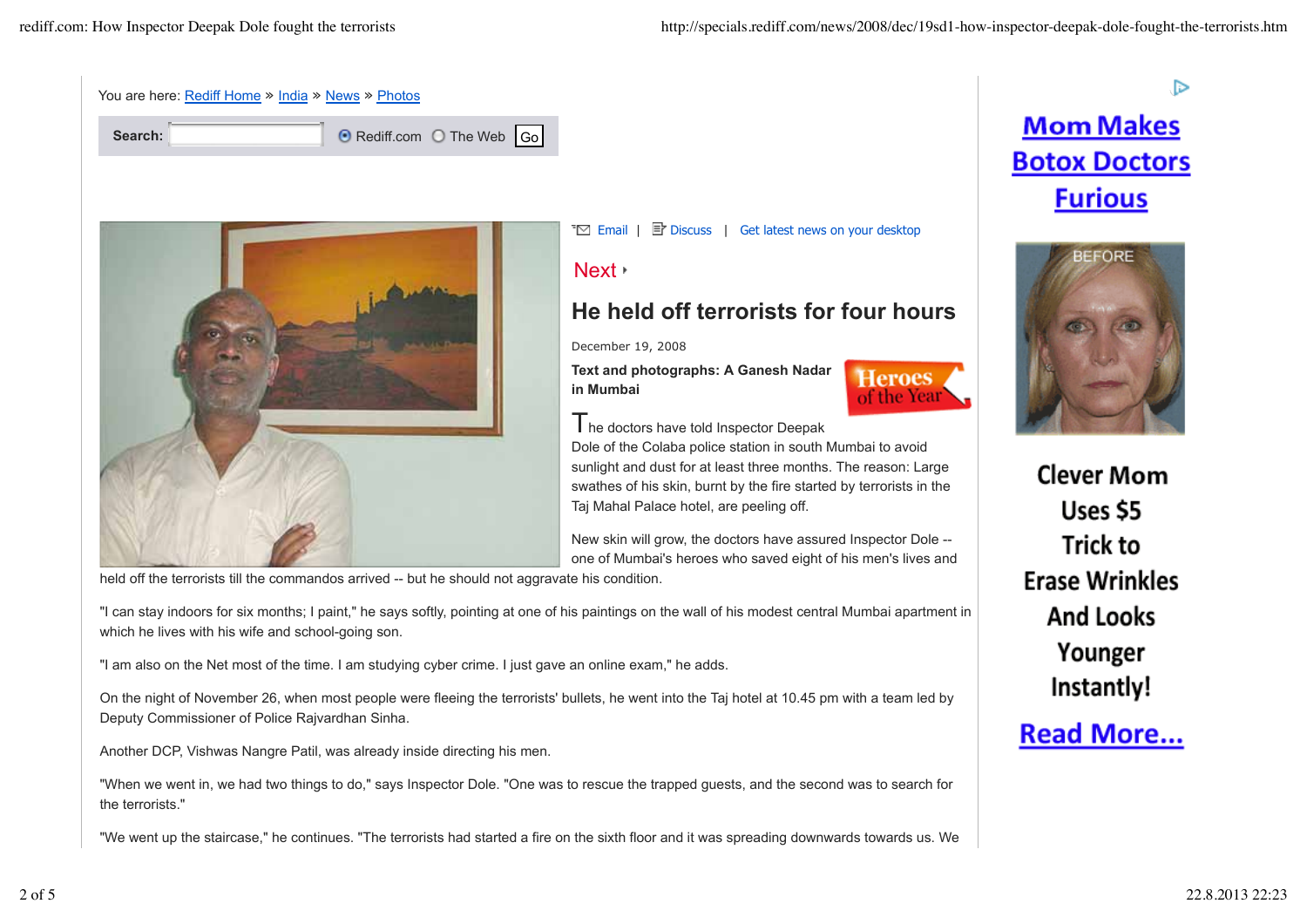You are here: Rediff Home » India » News » Photos

Search: Rediff.com The Web Go

Email | Discuss | Get latest news on your desktop

Next

# He held off terrorists for four hours

December 19, 2008

**Text and photographs: A Ganesh Nadar in Mumbai**

Heroes of the Year

The doctors have told Inspector Deepak Dole of the Colaba police station in south Mumbai to avoid sunlight and dust for at least three months. The reason: Large swathes of his skin, burnt by the fire started by terrorists in the Taj Mahal Palace hotel, are peeling off.

New skin will grow, the doctors have assured Inspector Dole -- one of Mumbai's heroes who saved eight of his men's lives and held off the terrorists till the commandos arrived -- but he should not aggravate his condition.

"I can stay indoors for six months; I paint," he says softly, pointing at one of his paintings on the wall of his modest central Mumbai apartment in which he lives with his wife and school-going son.

"I am also on the Net most of the time. I am studying cyber crime. I just gave an online exam," he adds.

On the night of November 26, when most people were fleeing the terrorists' bullets, he went into the Taj hotel at 10.45 pm with a team led by Deputy Commissioner of Police Rajvardhan Sinha.

Another DCP, Vishwas Nangre Patil, was already inside directing his men.

"When we went in, we had two things to do," says Inspector Dole. "One was to rescue the trapped guests, and the second was to search for the terrorists."

"We went up the staircase," he continues. "The terrorists had started a fire on the sixth floor and it was spreading downwards towards us. We

Mom Makes Botox Doctors Furious

BEFORE

Clever Mom Uses $5 Trick to Erase Wrinkles And Looks Younger Instantly!

Read More...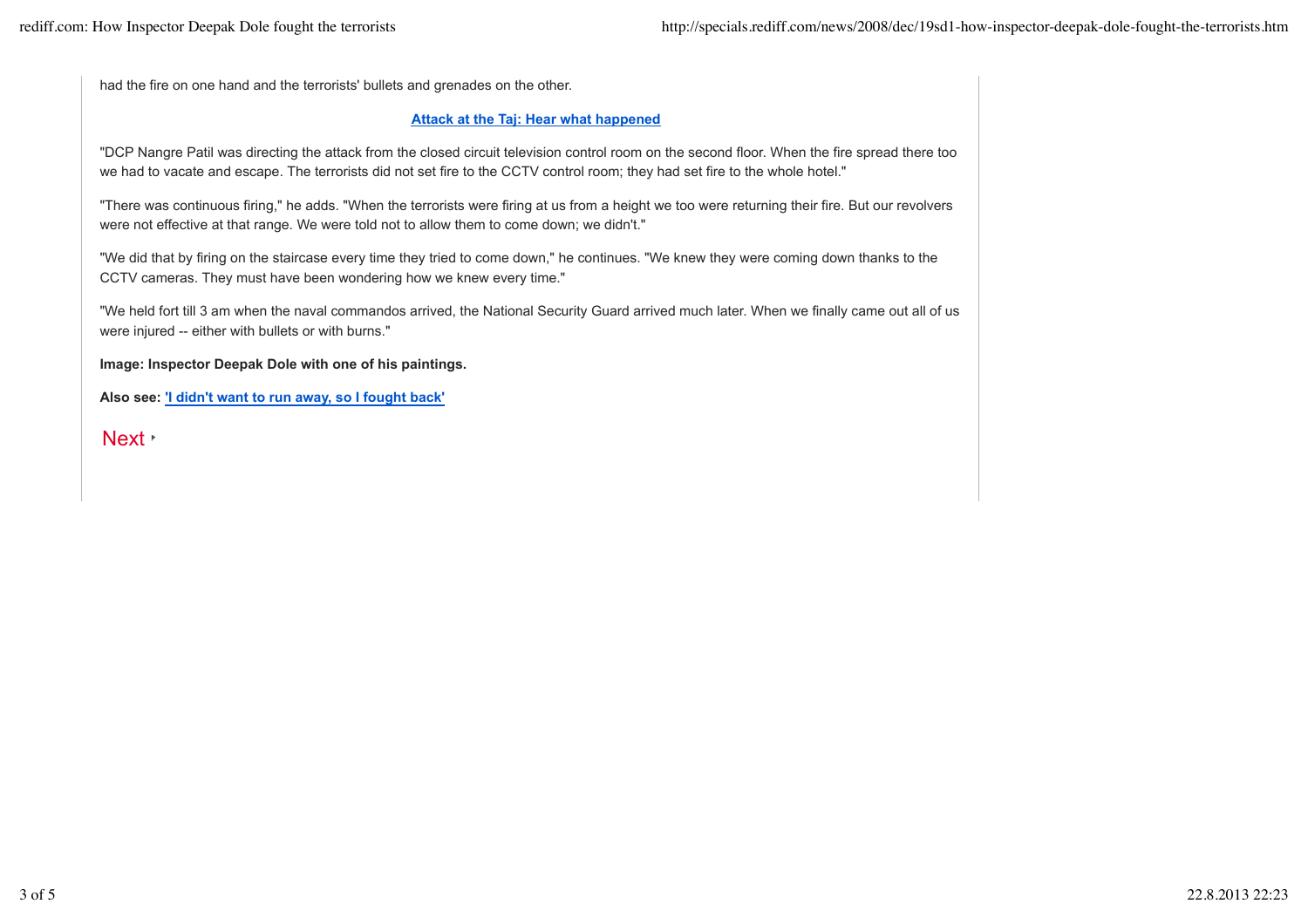had the fire on one hand and the terrorists' bullets and grenades on the other.

**Attack at the Taj: Hear what happened**

"DCP Nangre Patil was directing the attack from the closed circuit television control room on the second floor. When the fire spread there too we had to vacate and escape. The terrorists did not set fire to the CCTV control room; they had set fire to the whole hotel."

"There was continuous firing," he adds. "When the terrorists were firing at us from a height we too were returning their fire. But our revolvers were not effective at that range. We were told not to allow them to come down; we didn't."

"We did that by firing on the staircase every time they tried to come down," he continues. "We knew they were coming down thanks to the CCTV cameras. They must have been wondering how we knew every time."

"We held fort till 3 am when the naval commandos arrived, the National Security Guard arrived much later. When we finally came out all of us were injured -- either with bullets or with burns."

**Image: Inspector Deepak Dole with one of his paintings.**

**Also see: 'I didn't want to run away, so I fought back'**

Next ‣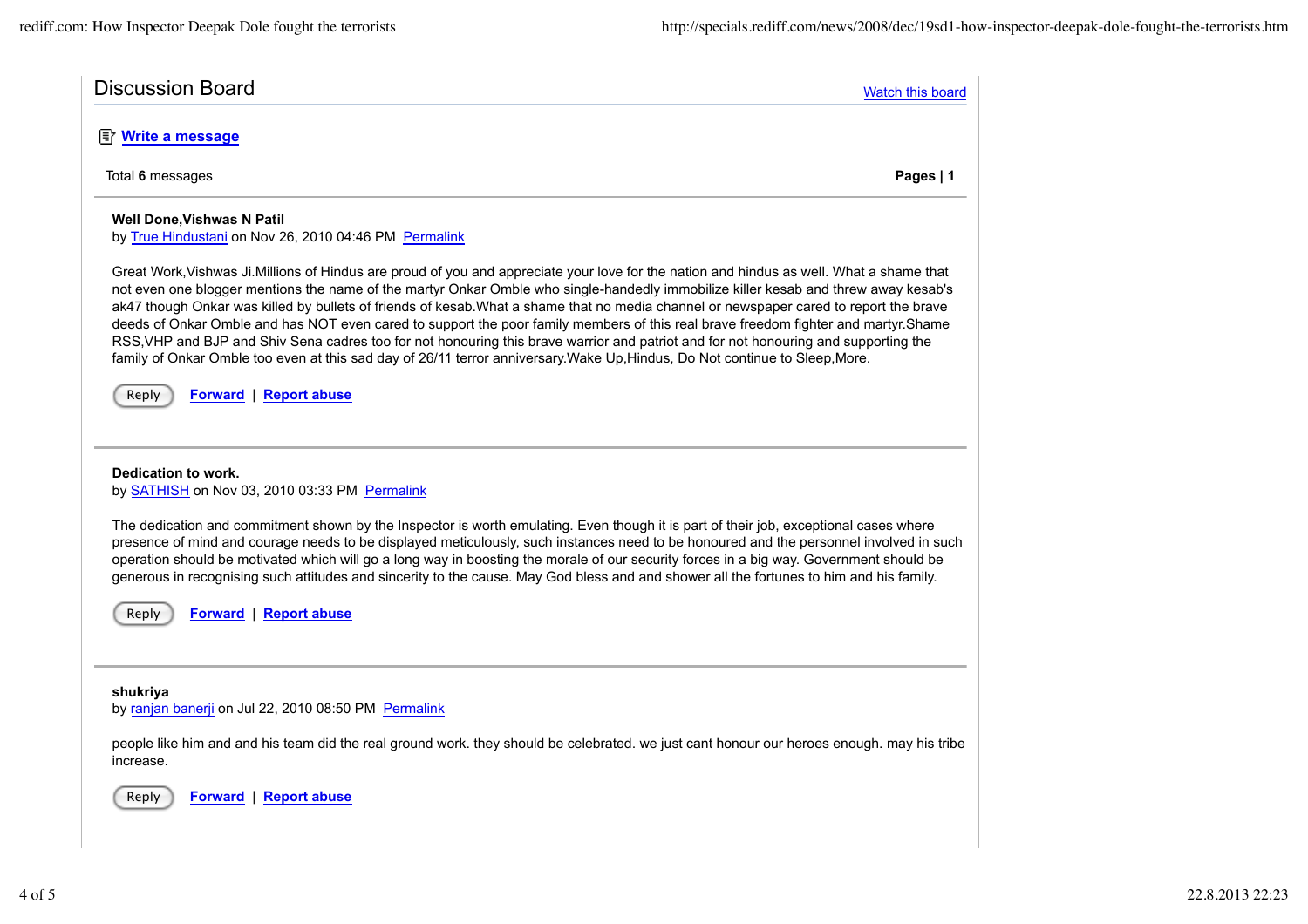## Discussion Board

Watch this board

**Write a message**

Total **6** messages **Pages | 1**

---

**Well Done,Vishwas N Patil**
by True Hindustani on Nov 26, 2010 04:46 PM Permalink

Great Work,Vishwas Ji.Millions of Hindus are proud of you and appreciate your love for the nation and hindus as well. What a shame that not even one blogger mentions the name of the martyr Onkar Omble who single-handedly immobilize killer kesab and threw away kesab's ak47 though Onkar was killed by bullets of friends of kesab.What a shame that no media channel or newspaper cared to report the brave deeds of Onkar Omble and has NOT even cared to support the poor family members of this real brave freedom fighter and martyr.Shame RSS,VHP and BJP and Shiv Sena cadres too for not honouring this brave warrior and patriot and for not honouring and supporting the family of Onkar Omble too even at this sad day of 26/11 terror anniversary.Wake Up,Hindus, Do Not continue to Sleep,More.

Reply Forward | Report abuse

---

**Dedication to work.**
by SATHISH on Nov 03, 2010 03:33 PM Permalink

The dedication and commitment shown by the Inspector is worth emulating. Even though it is part of their job, exceptional cases where presence of mind and courage needs to be displayed meticulously, such instances need to be honoured and the personnel involved in such operation should be motivated which will go a long way in boosting the morale of our security forces in a big way. Government should be generous in recognising such attitudes and sincerity to the cause. May God bless and and shower all the fortunes to him and his family.

Reply Forward | Report abuse

---

**shukriya**
by ranjan banerji on Jul 22, 2010 08:50 PM Permalink

people like him and and his team did the real ground work. they should be celebrated. we just cant honour our heroes enough. may his tribe increase.

Reply Forward | Report abuse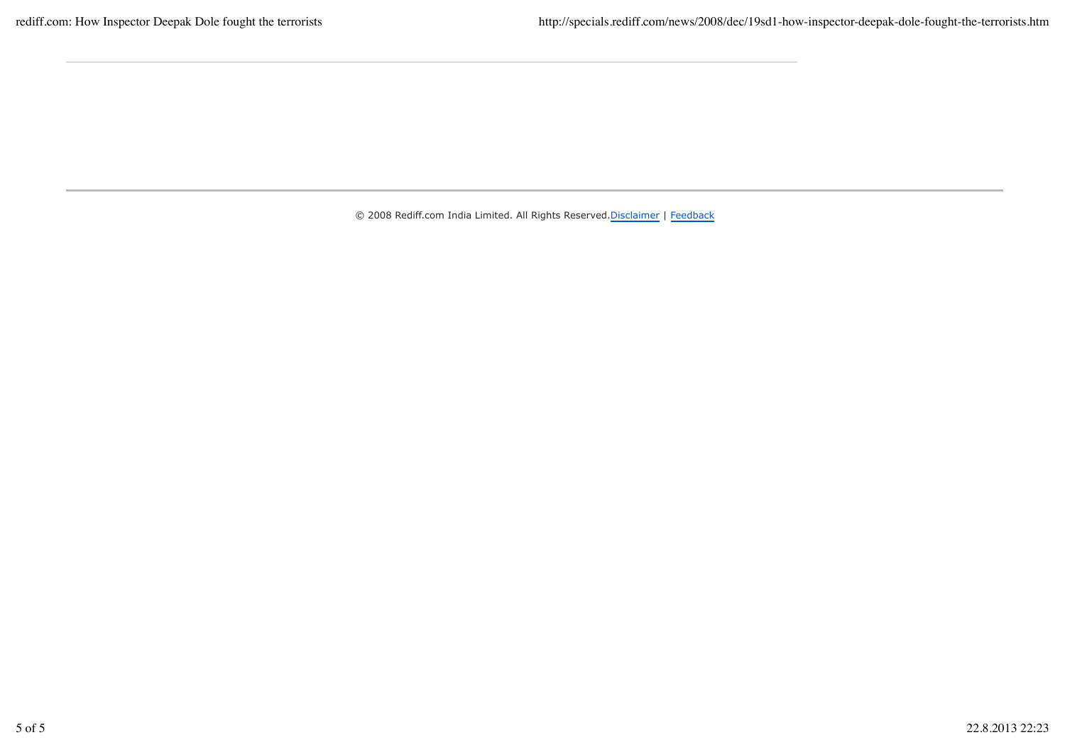© 2008 Rediff.com India Limited. All Rights Reserved.Disclaimer | Feedback